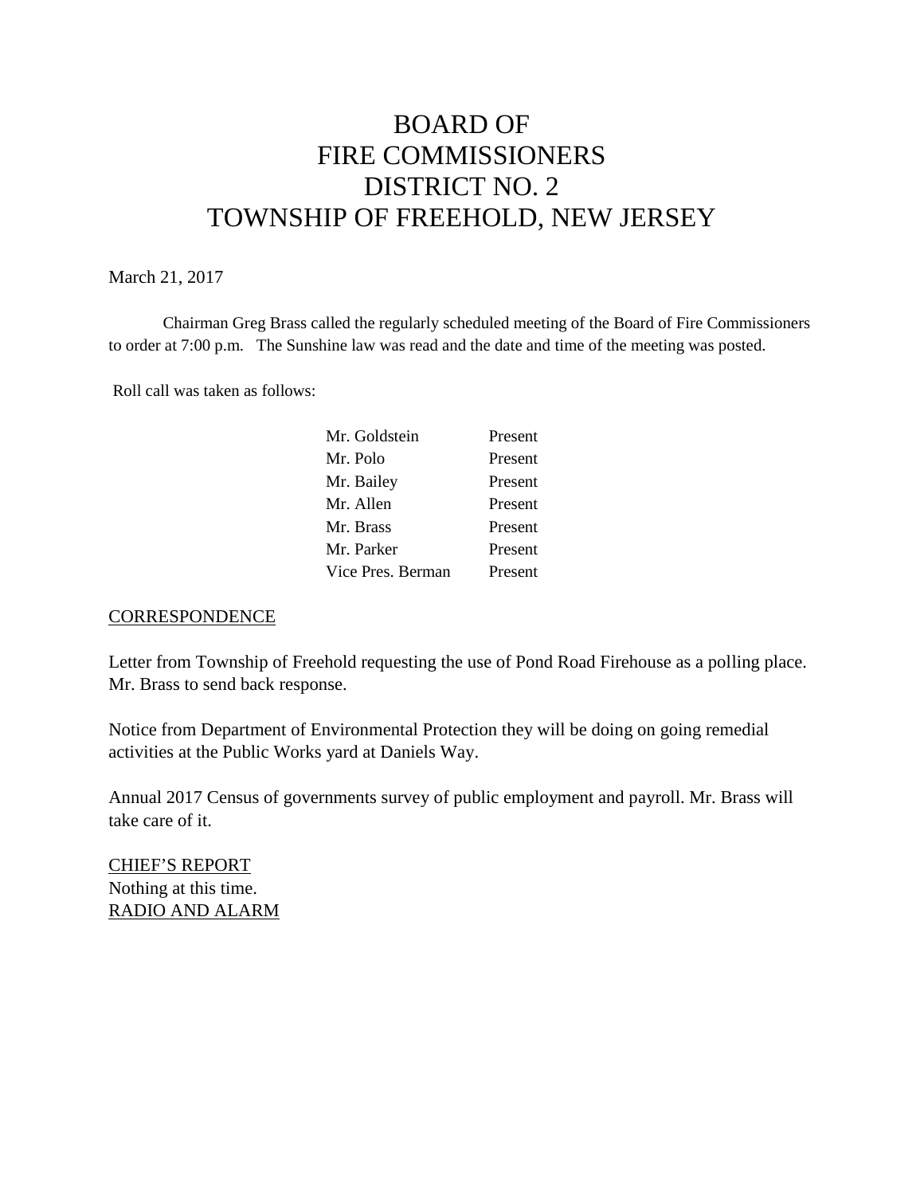# BOARD OF FIRE COMMISSIONERS DISTRICT NO. 2 TOWNSHIP OF FREEHOLD, NEW JERSEY

March 21, 2017

Chairman Greg Brass called the regularly scheduled meeting of the Board of Fire Commissioners to order at 7:00 p.m. The Sunshine law was read and the date and time of the meeting was posted.

Roll call was taken as follows:

| | |
|---|---|
| Mr. Goldstein | Present |
| Mr. Polo | Present |
| Mr. Bailey | Present |
| Mr. Allen | Present |
| Mr. Brass | Present |
| Mr. Parker | Present |
| Vice Pres. Berman | Present |

## CORRESPONDENCE

Letter from Township of Freehold requesting the use of Pond Road Firehouse as a polling place. Mr. Brass to send back response.

Notice from Department of Environmental Protection they will be doing on going remedial activities at the Public Works yard at Daniels Way.

Annual 2017 Census of governments survey of public employment and payroll. Mr. Brass will take care of it.

## CHIEF'S REPORT

Nothing at this time.

## RADIO AND ALARM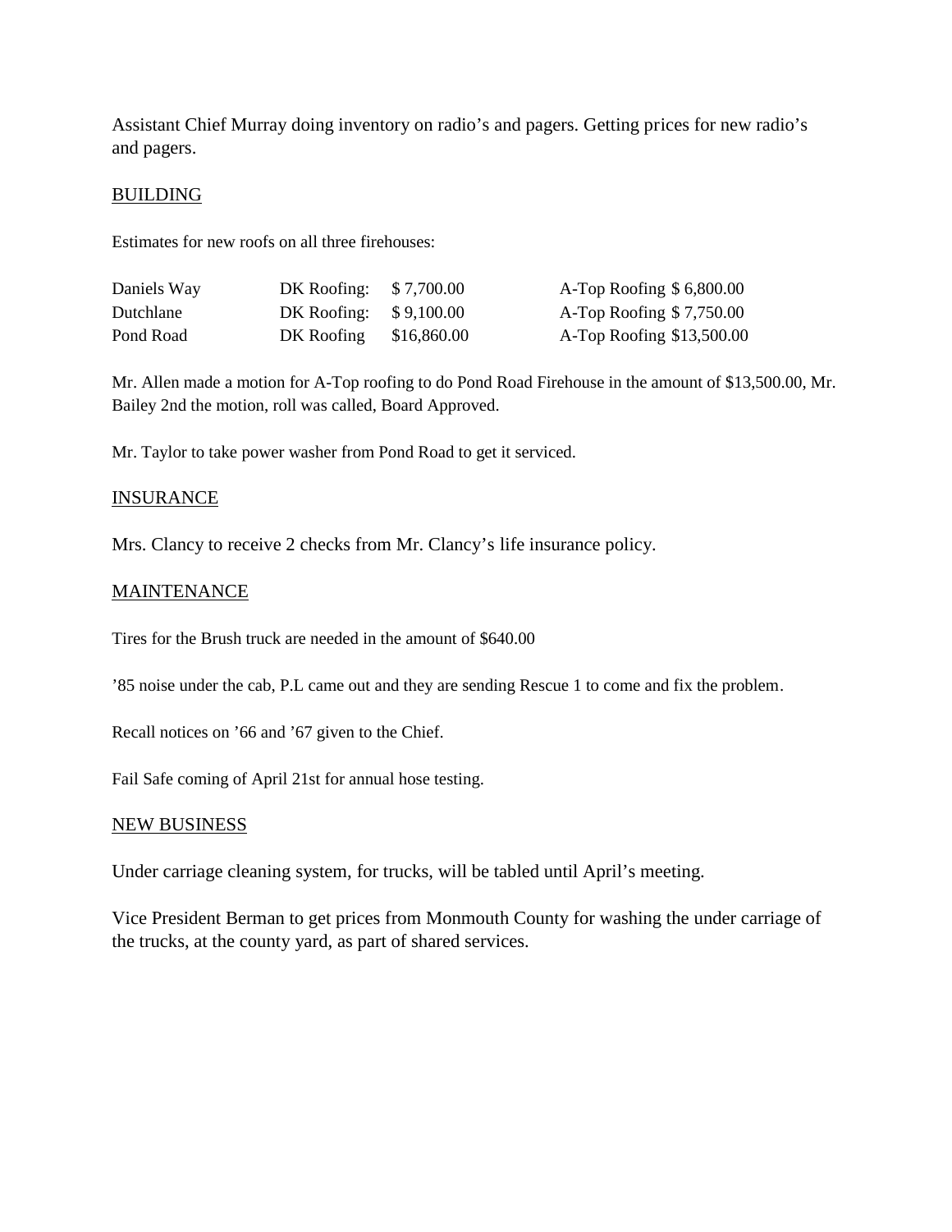Assistant Chief Murray doing inventory on radio's and pagers. Getting prices for new radio's and pagers.

BUILDING

Estimates for new roofs on all three firehouses:

| | | | |
|---|---|---|---|
| Daniels Way | DK Roofing: | $ 7,700.00 | A-Top Roofing $ 6,800.00 |
| Dutchlane | DK Roofing: | $ 9,100.00 | A-Top Roofing $ 7,750.00 |
| Pond Road | DK Roofing | $16,860.00 | A-Top Roofing $13,500.00 |

Mr. Allen made a motion for A-Top roofing to do Pond Road Firehouse in the amount of $13,500.00, Mr. Bailey 2nd the motion, roll was called, Board Approved.

Mr. Taylor to take power washer from Pond Road to get it serviced.

INSURANCE

Mrs. Clancy to receive 2 checks from Mr. Clancy's life insurance policy.

MAINTENANCE

Tires for the Brush truck are needed in the amount of $640.00

'85 noise under the cab, P.L came out and they are sending Rescue 1 to come and fix the problem.

Recall notices on '66 and '67 given to the Chief.

Fail Safe coming of April 21st for annual hose testing.

NEW BUSINESS

Under carriage cleaning system, for trucks, will be tabled until April's meeting.

Vice President Berman to get prices from Monmouth County for washing the under carriage of the trucks, at the county yard, as part of shared services.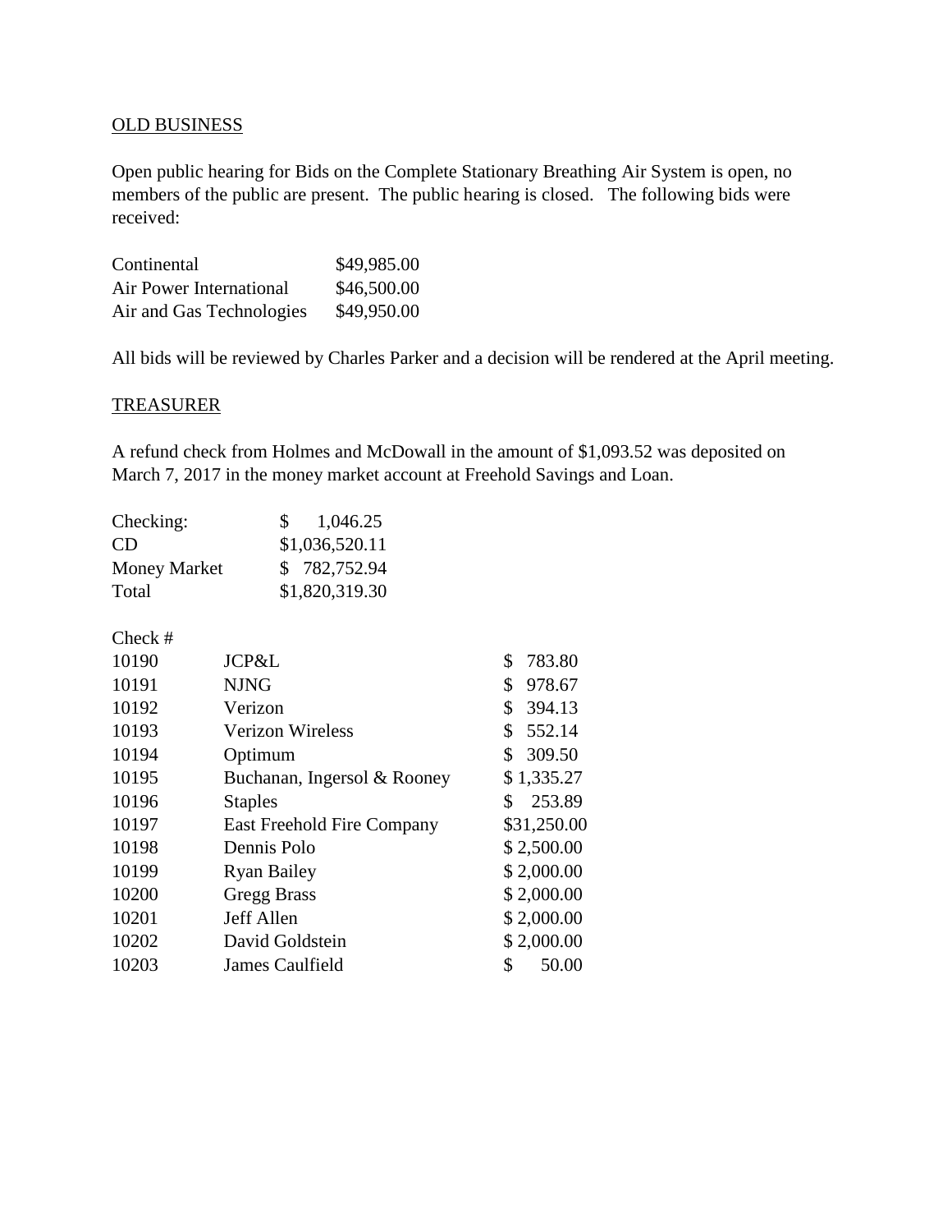OLD BUSINESS

Open public hearing for Bids on the Complete Stationary Breathing Air System is open, no members of the public are present. The public hearing is closed. The following bids were received:

| | |
|---|---|
| Continental | $49,985.00 |
| Air Power International | $46,500.00 |
| Air and Gas Technologies | $49,950.00 |

All bids will be reviewed by Charles Parker and a decision will be rendered at the April meeting.

TREASURER

A refund check from Holmes and McDowall in the amount of $1,093.52 was deposited on March 7, 2017 in the money market account at Freehold Savings and Loan.

| | |
|---|---|
| Checking: | $ 1,046.25 |
| CD | $1,036,520.11 |
| Money Market | $ 782,752.94 |
| Total | $1,820,319.30 |

| Check # | | |
|---|---|---|
| 10190 | JCP&L | $ 783.80 |
| 10191 | NJNG | $ 978.67 |
| 10192 | Verizon | $ 394.13 |
| 10193 | Verizon Wireless | $ 552.14 |
| 10194 | Optimum | $ 309.50 |
| 10195 | Buchanan, Ingersol & Rooney | $ 1,335.27 |
| 10196 | Staples | $ 253.89 |
| 10197 | East Freehold Fire Company | $31,250.00 |
| 10198 | Dennis Polo | $ 2,500.00 |
| 10199 | Ryan Bailey | $ 2,000.00 |
| 10200 | Gregg Brass | $ 2,000.00 |
| 10201 | Jeff Allen | $ 2,000.00 |
| 10202 | David Goldstein | $ 2,000.00 |
| 10203 | James Caulfield | $ 50.00 |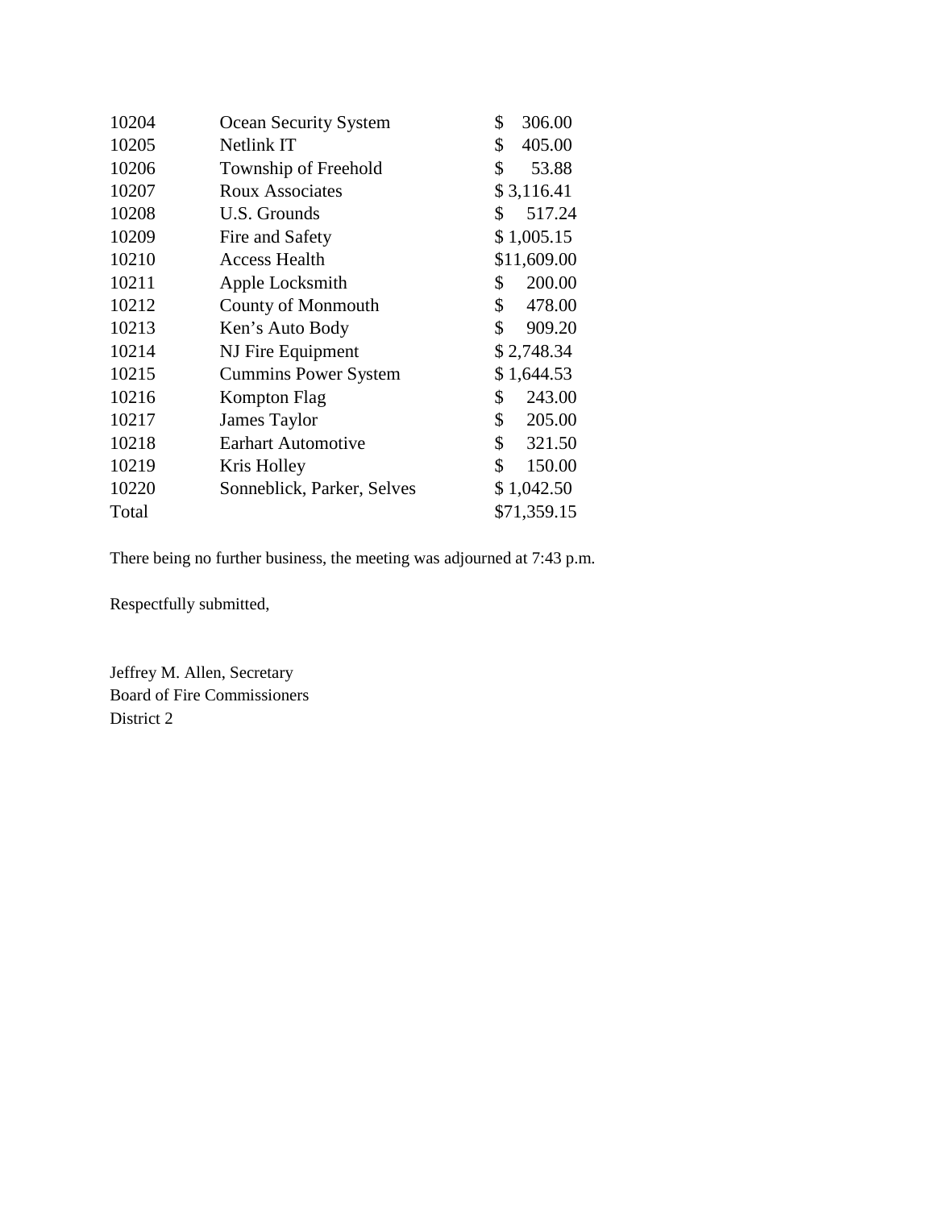| | | |
|---|---|---|
| 10204 | Ocean Security System | $ 306.00 |
| 10205 | Netlink IT | $ 405.00 |
| 10206 | Township of Freehold | $ 53.88 |
| 10207 | Roux Associates | $ 3,116.41 |
| 10208 | U.S. Grounds | $ 517.24 |
| 10209 | Fire and Safety | $ 1,005.15 |
| 10210 | Access Health | $11,609.00 |
| 10211 | Apple Locksmith | $ 200.00 |
| 10212 | County of Monmouth | $ 478.00 |
| 10213 | Ken's Auto Body | $ 909.20 |
| 10214 | NJ Fire Equipment | $ 2,748.34 |
| 10215 | Cummins Power System | $ 1,644.53 |
| 10216 | Kompton Flag | $ 243.00 |
| 10217 | James Taylor | $ 205.00 |
| 10218 | Earhart Automotive | $ 321.50 |
| 10219 | Kris Holley | $ 150.00 |
| 10220 | Sonneblick, Parker, Selves | $ 1,042.50 |
| Total | | $71,359.15 |

There being no further business, the meeting was adjourned at 7:43 p.m.

Respectfully submitted,

Jeffrey M. Allen, Secretary
Board of Fire Commissioners
District 2